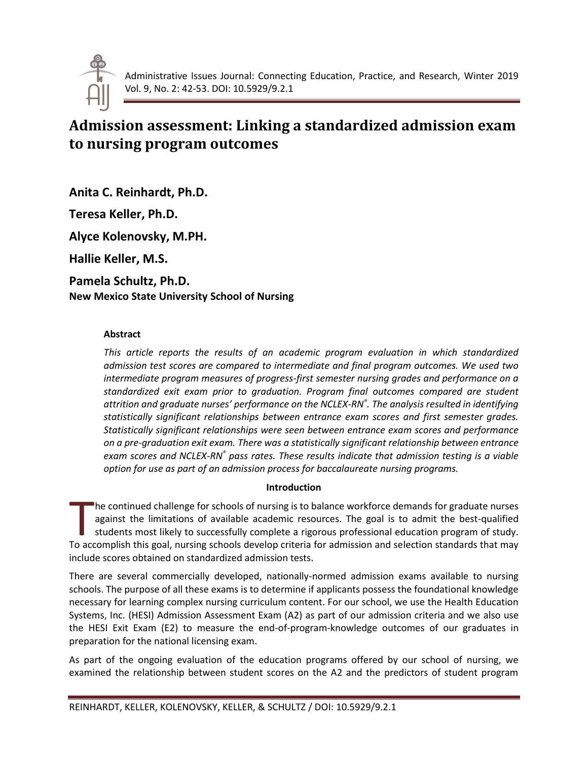# Admission assessment: Linking a standardized admission exam to nursing program outcomes

**Anita C. Reinhardt, Ph.D.**

**Teresa Keller, Ph.D.**

**Alyce Kolenovsky, M.PH.**

**Hallie Keller, M.S.**

**Pamela Schultz, Ph.D.**
**New Mexico State University School of Nursing**

### Abstract

*This article reports the results of an academic program evaluation in which standardized admission test scores are compared to intermediate and final program outcomes. We used two intermediate program measures of progress-first semester nursing grades and performance on a standardized exit exam prior to graduation. Program final outcomes compared are student attrition and graduate nurses' performance on the NCLEX-RN®. The analysis resulted in identifying statistically significant relationships between entrance exam scores and first semester grades. Statistically significant relationships were seen between entrance exam scores and performance on a pre-graduation exit exam. There was a statistically significant relationship between entrance exam scores and NCLEX-RN® pass rates. These results indicate that admission testing is a viable option for use as part of an admission process for baccalaureate nursing programs.*

### Introduction

The continued challenge for schools of nursing is to balance workforce demands for graduate nurses against the limitations of available academic resources. The goal is to admit the best-qualified students most likely to successfully complete a rigorous professional education program of study. To accomplish this goal, nursing schools develop criteria for admission and selection standards that may include scores obtained on standardized admission tests.

There are several commercially developed, nationally-normed admission exams available to nursing schools. The purpose of all these exams is to determine if applicants possess the foundational knowledge necessary for learning complex nursing curriculum content. For our school, we use the Health Education Systems, Inc. (HESI) Admission Assessment Exam (A2) as part of our admission criteria and we also use the HESI Exit Exam (E2) to measure the end-of-program-knowledge outcomes of our graduates in preparation for the national licensing exam.

As part of the ongoing evaluation of the education programs offered by our school of nursing, we examined the relationship between student scores on the A2 and the predictors of student program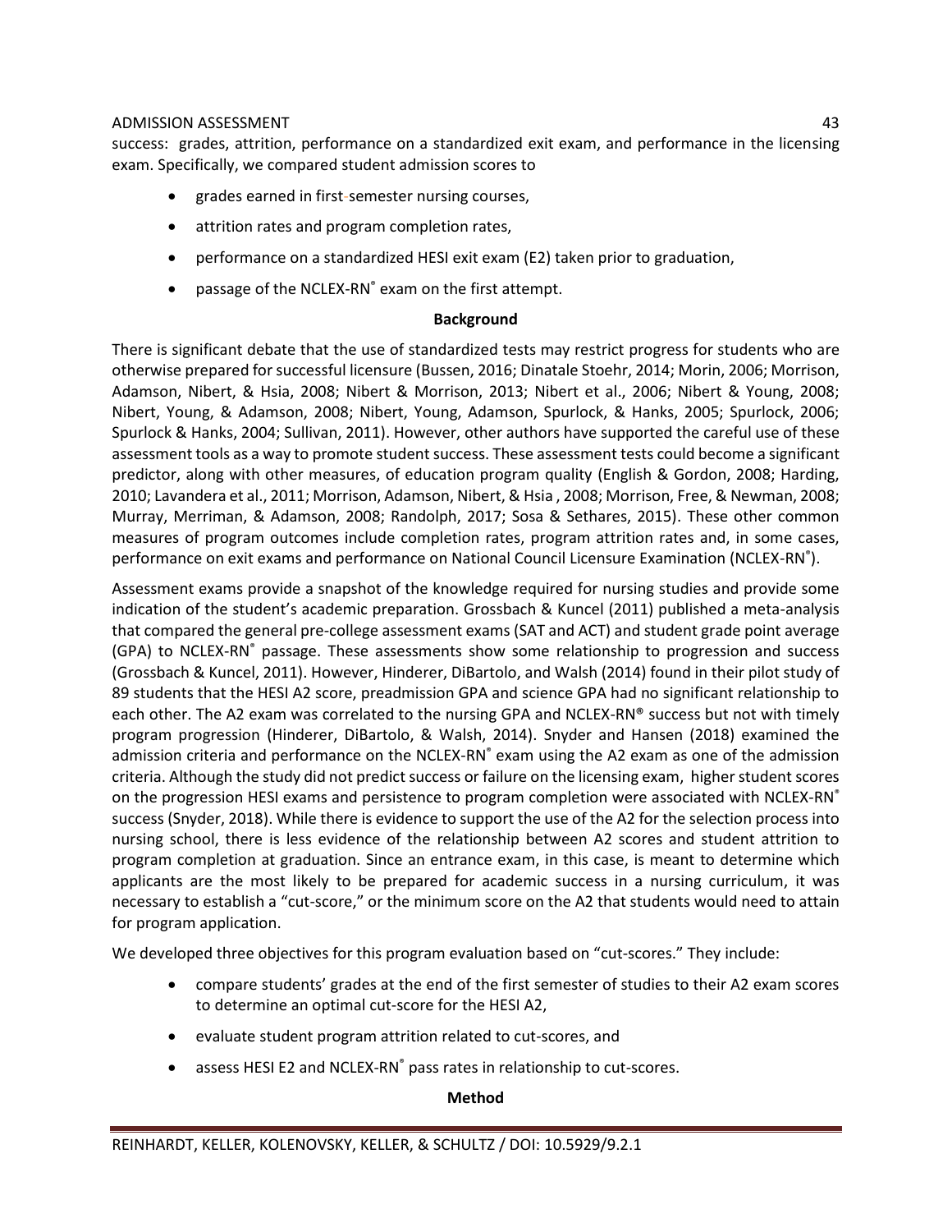success: grades, attrition, performance on a standardized exit exam, and performance in the licensing exam. Specifically, we compared student admission scores to

- grades earned in first-semester nursing courses,
- attrition rates and program completion rates,
- performance on a standardized HESI exit exam (E2) taken prior to graduation,
- passage of the NCLEX-RN® exam on the first attempt.

## Background

There is significant debate that the use of standardized tests may restrict progress for students who are otherwise prepared for successful licensure (Bussen, 2016; Dinatale Stoehr, 2014; Morin, 2006; Morrison, Adamson, Nibert, & Hsia, 2008; Nibert & Morrison, 2013; Nibert et al., 2006; Nibert & Young, 2008; Nibert, Young, & Adamson, 2008; Nibert, Young, Adamson, Spurlock, & Hanks, 2005; Spurlock, 2006; Spurlock & Hanks, 2004; Sullivan, 2011). However, other authors have supported the careful use of these assessment tools as a way to promote student success. These assessment tests could become a significant predictor, along with other measures, of education program quality (English & Gordon, 2008; Harding, 2010; Lavandera et al., 2011; Morrison, Adamson, Nibert, & Hsia , 2008; Morrison, Free, & Newman, 2008; Murray, Merriman, & Adamson, 2008; Randolph, 2017; Sosa & Sethares, 2015). These other common measures of program outcomes include completion rates, program attrition rates and, in some cases, performance on exit exams and performance on National Council Licensure Examination (NCLEX-RN®).

Assessment exams provide a snapshot of the knowledge required for nursing studies and provide some indication of the student's academic preparation. Grossbach & Kuncel (2011) published a meta-analysis that compared the general pre-college assessment exams (SAT and ACT) and student grade point average (GPA) to NCLEX-RN® passage. These assessments show some relationship to progression and success (Grossbach & Kuncel, 2011). However, Hinderer, DiBartolo, and Walsh (2014) found in their pilot study of 89 students that the HESI A2 score, preadmission GPA and science GPA had no significant relationship to each other. The A2 exam was correlated to the nursing GPA and NCLEX-RN® success but not with timely program progression (Hinderer, DiBartolo, & Walsh, 2014). Snyder and Hansen (2018) examined the admission criteria and performance on the NCLEX-RN® exam using the A2 exam as one of the admission criteria. Although the study did not predict success or failure on the licensing exam, higher student scores on the progression HESI exams and persistence to program completion were associated with NCLEX-RN® success (Snyder, 2018). While there is evidence to support the use of the A2 for the selection process into nursing school, there is less evidence of the relationship between A2 scores and student attrition to program completion at graduation. Since an entrance exam, in this case, is meant to determine which applicants are the most likely to be prepared for academic success in a nursing curriculum, it was necessary to establish a "cut-score," or the minimum score on the A2 that students would need to attain for program application.

We developed three objectives for this program evaluation based on "cut-scores." They include:

- compare students' grades at the end of the first semester of studies to their A2 exam scores to determine an optimal cut-score for the HESI A2,
- evaluate student program attrition related to cut-scores, and
- assess HESI E2 and NCLEX-RN® pass rates in relationship to cut-scores.

## Method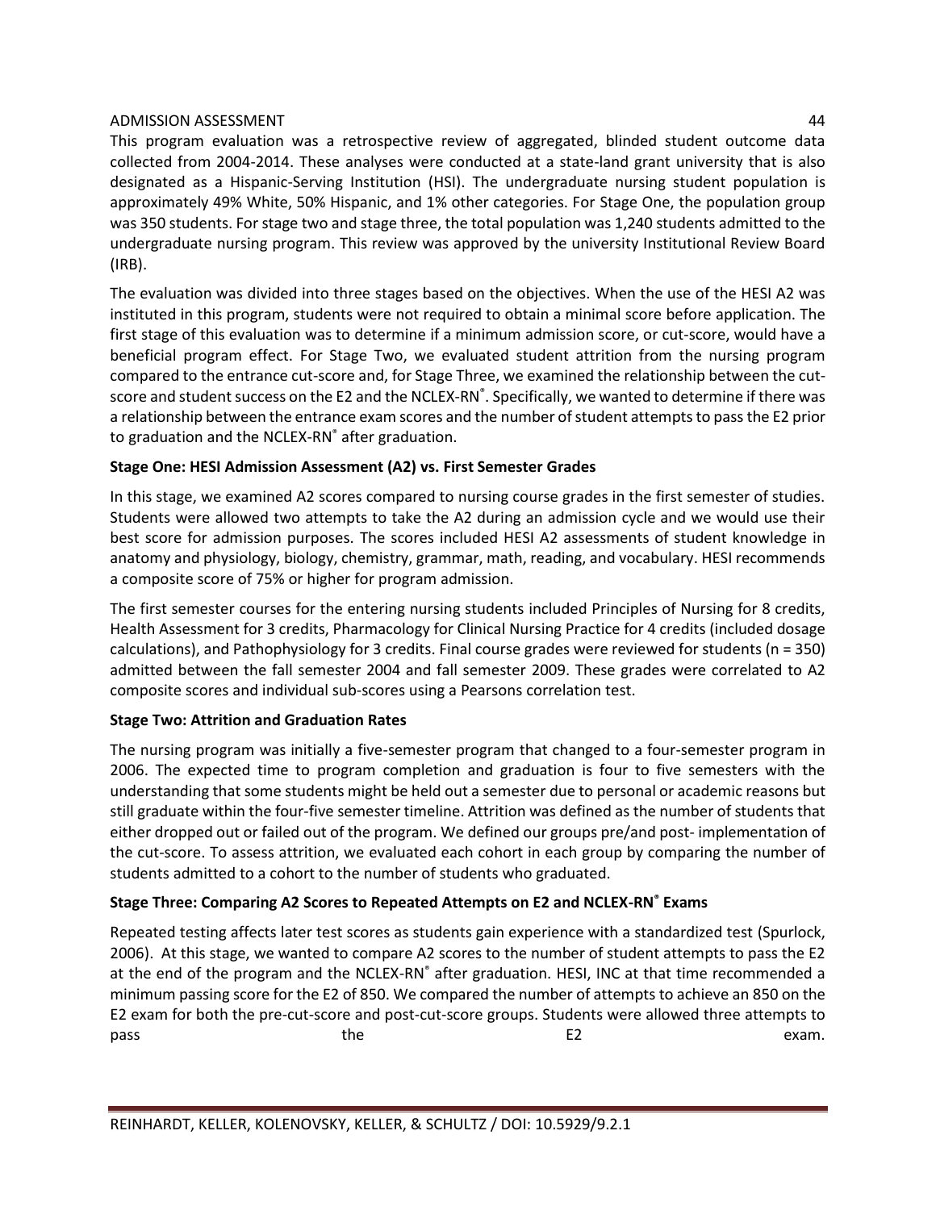This program evaluation was a retrospective review of aggregated, blinded student outcome data collected from 2004-2014. These analyses were conducted at a state-land grant university that is also designated as a Hispanic-Serving Institution (HSI). The undergraduate nursing student population is approximately 49% White, 50% Hispanic, and 1% other categories. For Stage One, the population group was 350 students. For stage two and stage three, the total population was 1,240 students admitted to the undergraduate nursing program. This review was approved by the university Institutional Review Board (IRB).

The evaluation was divided into three stages based on the objectives. When the use of the HESI A2 was instituted in this program, students were not required to obtain a minimal score before application. The first stage of this evaluation was to determine if a minimum admission score, or cut-score, would have a beneficial program effect. For Stage Two, we evaluated student attrition from the nursing program compared to the entrance cut-score and, for Stage Three, we examined the relationship between the cut-score and student success on the E2 and the NCLEX-RN®. Specifically, we wanted to determine if there was a relationship between the entrance exam scores and the number of student attempts to pass the E2 prior to graduation and the NCLEX-RN® after graduation.

### Stage One: HESI Admission Assessment (A2) vs. First Semester Grades

In this stage, we examined A2 scores compared to nursing course grades in the first semester of studies. Students were allowed two attempts to take the A2 during an admission cycle and we would use their best score for admission purposes. The scores included HESI A2 assessments of student knowledge in anatomy and physiology, biology, chemistry, grammar, math, reading, and vocabulary. HESI recommends a composite score of 75% or higher for program admission.

The first semester courses for the entering nursing students included Principles of Nursing for 8 credits, Health Assessment for 3 credits, Pharmacology for Clinical Nursing Practice for 4 credits (included dosage calculations), and Pathophysiology for 3 credits. Final course grades were reviewed for students (n = 350) admitted between the fall semester 2004 and fall semester 2009. These grades were correlated to A2 composite scores and individual sub-scores using a Pearsons correlation test.

### Stage Two: Attrition and Graduation Rates

The nursing program was initially a five-semester program that changed to a four-semester program in 2006. The expected time to program completion and graduation is four to five semesters with the understanding that some students might be held out a semester due to personal or academic reasons but still graduate within the four-five semester timeline. Attrition was defined as the number of students that either dropped out or failed out of the program. We defined our groups pre/and post- implementation of the cut-score. To assess attrition, we evaluated each cohort in each group by comparing the number of students admitted to a cohort to the number of students who graduated.

### Stage Three: Comparing A2 Scores to Repeated Attempts on E2 and NCLEX-RN® Exams

Repeated testing affects later test scores as students gain experience with a standardized test (Spurlock, 2006). At this stage, we wanted to compare A2 scores to the number of student attempts to pass the E2 at the end of the program and the NCLEX-RN® after graduation. HESI, INC at that time recommended a minimum passing score for the E2 of 850. We compared the number of attempts to achieve an 850 on the E2 exam for both the pre-cut-score and post-cut-score groups. Students were allowed three attempts to pass the E2 exam.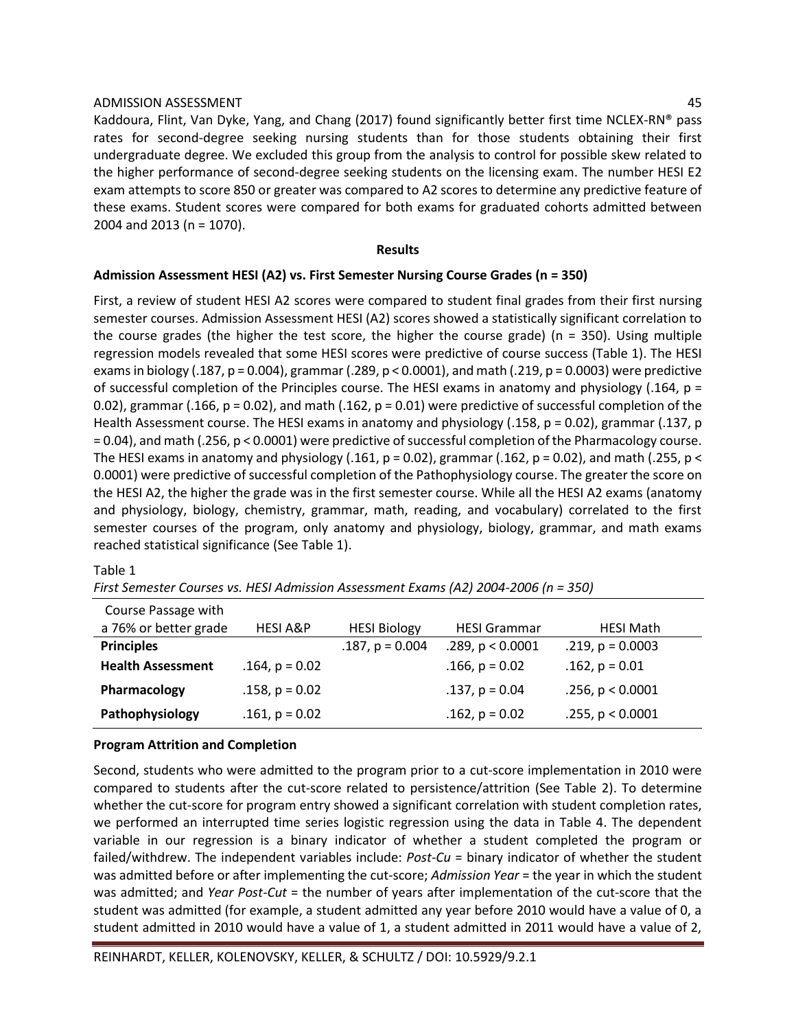Kaddoura, Flint, Van Dyke, Yang, and Chang (2017) found significantly better first time NCLEX-RN® pass rates for second-degree seeking nursing students than for those students obtaining their first undergraduate degree. We excluded this group from the analysis to control for possible skew related to the higher performance of second-degree seeking students on the licensing exam. The number HESI E2 exam attempts to score 850 or greater was compared to A2 scores to determine any predictive feature of these exams. Student scores were compared for both exams for graduated cohorts admitted between 2004 and 2013 (n = 1070).

## Results

### Admission Assessment HESI (A2) vs. First Semester Nursing Course Grades (n = 350)

First, a review of student HESI A2 scores were compared to student final grades from their first nursing semester courses. Admission Assessment HESI (A2) scores showed a statistically significant correlation to the course grades (the higher the test score, the higher the course grade) (n = 350). Using multiple regression models revealed that some HESI scores were predictive of course success (Table 1). The HESI exams in biology (.187, $p = 0.004$), grammar (.289, $p < 0.0001$), and math (.219, $p = 0.0003$) were predictive of successful completion of the Principles course. The HESI exams in anatomy and physiology (.164, $p = 0.02$), grammar (.166, $p = 0.02$), and math (.162, $p = 0.01$) were predictive of successful completion of the Health Assessment course. The HESI exams in anatomy and physiology (.158, $p = 0.02$), grammar (.137, $p = 0.04$), and math (.256, $p < 0.0001$) were predictive of successful completion of the Pharmacology course. The HESI exams in anatomy and physiology (.161, $p = 0.02$), grammar (.162, $p = 0.02$), and math (.255, $p < 0.0001$) were predictive of successful completion of the Pathophysiology course. The greater the score on the HESI A2, the higher the grade was in the first semester course. While all the HESI A2 exams (anatomy and physiology, biology, chemistry, grammar, math, reading, and vocabulary) correlated to the first semester courses of the program, only anatomy and physiology, biology, grammar, and math exams reached statistical significance (See Table 1).

Table 1

*First Semester Courses vs. HESI Admission Assessment Exams (A2) 2004-2006 (n = 350)*

| Course Passage with a 76% or better grade | HESI A&P | HESI Biology | HESI Grammar | HESI Math |
|---|---|---|---|---|
| **Principles** | | .187, $p = 0.004$ | .289, $p < 0.0001$ | .219, $p = 0.0003$ |
| **Health Assessment** | .164, $p = 0.02$ | | .166, $p = 0.02$ | .162, $p = 0.01$ |
| **Pharmacology** | .158, $p = 0.02$ | | .137, $p = 0.04$ | .256, $p < 0.0001$ |
| **Pathophysiology** | .161, $p = 0.02$ | | .162, $p = 0.02$ | .255, $p < 0.0001$ |

### Program Attrition and Completion

Second, students who were admitted to the program prior to a cut-score implementation in 2010 were compared to students after the cut-score related to persistence/attrition (See Table 2). To determine whether the cut-score for program entry showed a significant correlation with student completion rates, we performed an interrupted time series logistic regression using the data in Table 4. The dependent variable in our regression is a binary indicator of whether a student completed the program or failed/withdrew. The independent variables include: *Post-Cu* = binary indicator of whether the student was admitted before or after implementing the cut-score; *Admission Year* = the year in which the student was admitted; and *Year Post-Cut* = the number of years after implementation of the cut-score that the student was admitted (for example, a student admitted any year before 2010 would have a value of 0, a student admitted in 2010 would have a value of 1, a student admitted in 2011 would have a value of 2,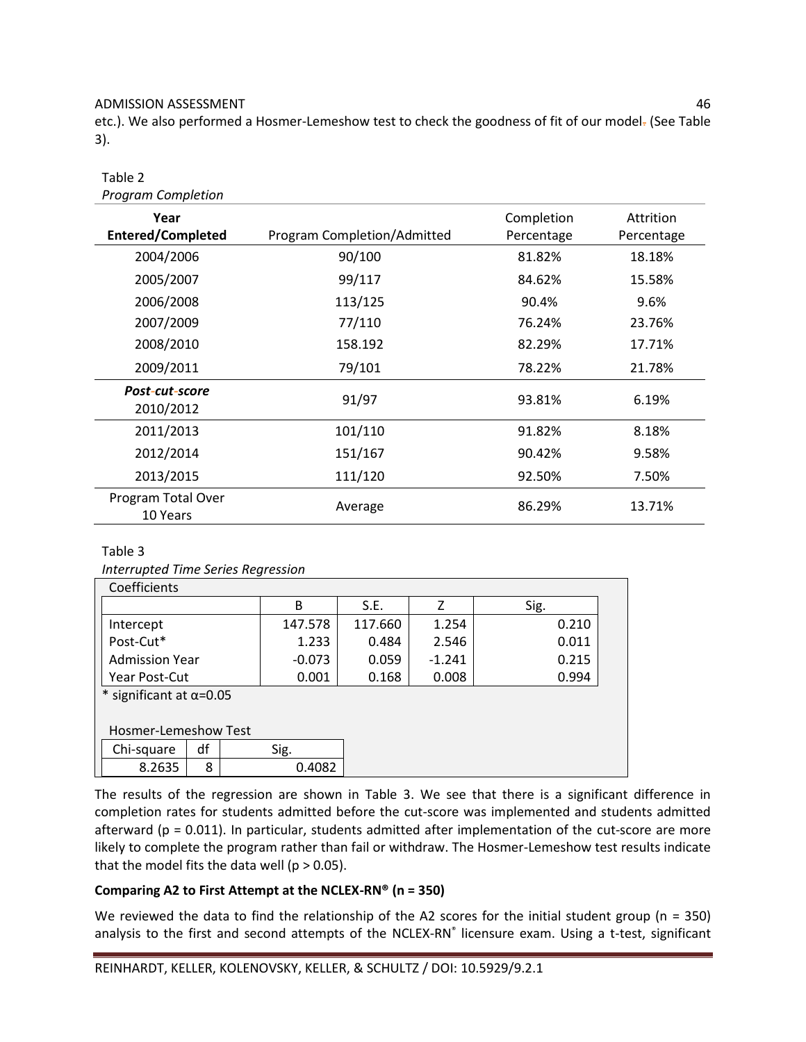etc.). We also performed a Hosmer-Lemeshow test to check the goodness of fit of our model. (See Table 3).

Table 2

*Program Completion*

| Year Entered/Completed | Program Completion/Admitted | Completion Percentage | Attrition Percentage |
|---|---|---|---|
| 2004/2006 | 90/100 | 81.82% | 18.18% |
| 2005/2007 | 99/117 | 84.62% | 15.58% |
| 2006/2008 | 113/125 | 90.4% | 9.6% |
| 2007/2009 | 77/110 | 76.24% | 23.76% |
| 2008/2010 | 158.192 | 82.29% | 17.71% |
| 2009/2011 | 79/101 | 78.22% | 21.78% |
| ***Post-cut-score*** 2010/2012 | 91/97 | 93.81% | 6.19% |
| 2011/2013 | 101/110 | 91.82% | 8.18% |
| 2012/2014 | 151/167 | 90.42% | 9.58% |
| 2013/2015 | 111/120 | 92.50% | 7.50% |
| Program Total Over 10 Years | Average | 86.29% | 13.71% |

Table 3

*Interrupted Time Series Regression*

Coefficients

| | B | S.E. | Z | Sig. |
|---|---|---|---|---|
| Intercept | 147.578 | 117.660 | 1.254 | 0.210 |
| Post-Cut* | 1.233 | 0.484 | 2.546 | 0.011 |
| Admission Year | -0.073 | 0.059 | -1.241 | 0.215 |
| Year Post-Cut | 0.001 | 0.168 | 0.008 | 0.994 |

\* significant at $\alpha$=0.05

Hosmer-Lemeshow Test

| Chi-square | df | Sig. |
|---|---|---|
| 8.2635 | 8 | 0.4082 |

The results of the regression are shown in Table 3. We see that there is a significant difference in completion rates for students admitted before the cut-score was implemented and students admitted afterward ($p = 0.011$). In particular, students admitted after implementation of the cut-score are more likely to complete the program rather than fail or withdraw. The Hosmer-Lemeshow test results indicate that the model fits the data well ($p > 0.05$).

**Comparing A2 to First Attempt at the NCLEX-RN® (n = 350)**

We reviewed the data to find the relationship of the A2 scores for the initial student group (n = 350) analysis to the first and second attempts of the NCLEX-RN® licensure exam. Using a t-test, significant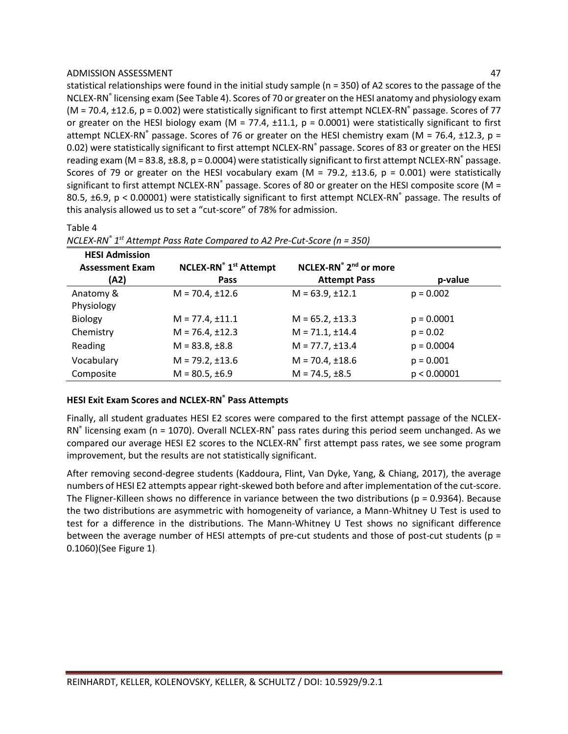statistical relationships were found in the initial study sample (n = 350) of A2 scores to the passage of the NCLEX-RN® licensing exam (See Table 4). Scores of 70 or greater on the HESI anatomy and physiology exam (M = 70.4, ±12.6, p = 0.002) were statistically significant to first attempt NCLEX-RN® passage. Scores of 77 or greater on the HESI biology exam (M = 77.4, ±11.1, p = 0.0001) were statistically significant to first attempt NCLEX-RN® passage. Scores of 76 or greater on the HESI chemistry exam (M = 76.4, ±12.3, p = 0.02) were statistically significant to first attempt NCLEX-RN® passage. Scores of 83 or greater on the HESI reading exam (M = 83.8, ±8.8, p = 0.0004) were statistically significant to first attempt NCLEX-RN® passage. Scores of 79 or greater on the HESI vocabulary exam (M = 79.2, ±13.6, p = 0.001) were statistically significant to first attempt NCLEX-RN® passage. Scores of 80 or greater on the HESI composite score (M = 80.5, ±6.9, p < 0.00001) were statistically significant to first attempt NCLEX-RN® passage. The results of this analysis allowed us to set a "cut-score" of 78% for admission.

Table 4

*NCLEX-RN® 1st Attempt Pass Rate Compared to A2 Pre-Cut-Score (n = 350)*

| HESI Admission Assessment Exam (A2) | NCLEX-RN® 1st Attempt Pass | NCLEX-RN® 2nd or more Attempt Pass | p-value |
|---|---|---|---|
| Anatomy & Physiology | M = 70.4, ±12.6 | M = 63.9, ±12.1 | p = 0.002 |
| Biology | M = 77.4, ±11.1 | M = 65.2, ±13.3 | p = 0.0001 |
| Chemistry | M = 76.4, ±12.3 | M = 71.1, ±14.4 | p = 0.02 |
| Reading | M = 83.8, ±8.8 | M = 77.7, ±13.4 | p = 0.0004 |
| Vocabulary | M = 79.2, ±13.6 | M = 70.4, ±18.6 | p = 0.001 |
| Composite | M = 80.5, ±6.9 | M = 74.5, ±8.5 | p < 0.00001 |

**HESI Exit Exam Scores and NCLEX-RN® Pass Attempts**

Finally, all student graduates HESI E2 scores were compared to the first attempt passage of the NCLEX-RN® licensing exam (n = 1070). Overall NCLEX-RN® pass rates during this period seem unchanged. As we compared our average HESI E2 scores to the NCLEX-RN® first attempt pass rates, we see some program improvement, but the results are not statistically significant.

After removing second-degree students (Kaddoura, Flint, Van Dyke, Yang, & Chiang, 2017), the average numbers of HESI E2 attempts appear right-skewed both before and after implementation of the cut-score. The Fligner-Killeen shows no difference in variance between the two distributions (p = 0.9364). Because the two distributions are asymmetric with homogeneity of variance, a Mann-Whitney U Test is used to test for a difference in the distributions. The Mann-Whitney U Test shows no significant difference between the average number of HESI attempts of pre-cut students and those of post-cut students (p = 0.1060)(See Figure 1).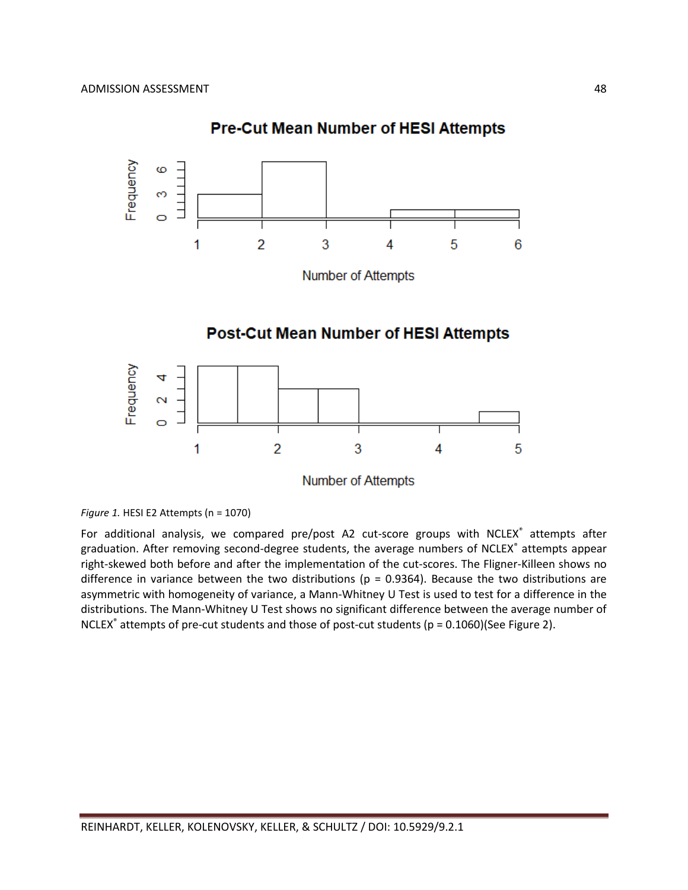*Figure 1.* HESI E2 Attempts (n = 1070)

For additional analysis, we compared pre/post A2 cut-score groups with NCLEX® attempts after graduation. After removing second-degree students, the average numbers of NCLEX® attempts appear right-skewed both before and after the implementation of the cut-scores. The Fligner-Killeen shows no difference in variance between the two distributions ($p = 0.9364$). Because the two distributions are asymmetric with homogeneity of variance, a Mann-Whitney U Test is used to test for a difference in the distributions. The Mann-Whitney U Test shows no significant difference between the average number of NCLEX® attempts of pre-cut students and those of post-cut students ($p = 0.1060$)(See Figure 2).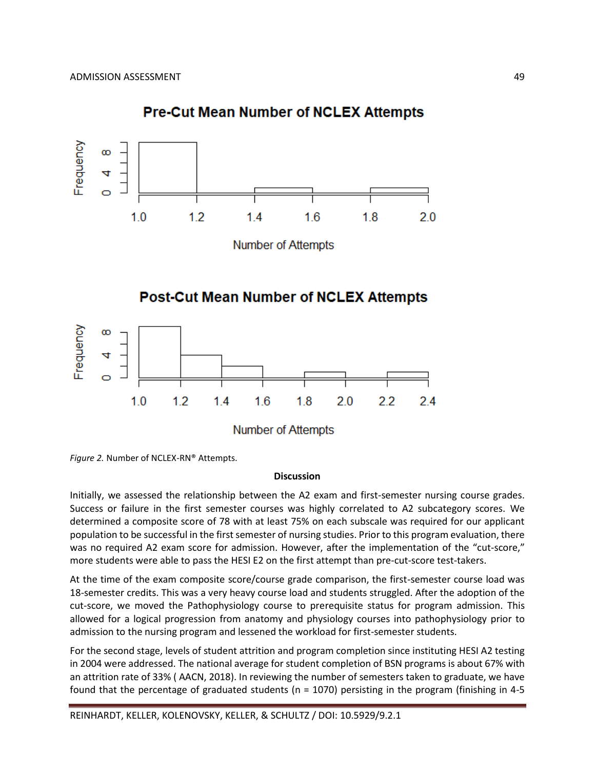*Figure 2.* Number of NCLEX-RN® Attempts.

**Discussion**

Initially, we assessed the relationship between the A2 exam and first-semester nursing course grades. Success or failure in the first semester courses was highly correlated to A2 subcategory scores. We determined a composite score of 78 with at least 75% on each subscale was required for our applicant population to be successful in the first semester of nursing studies. Prior to this program evaluation, there was no required A2 exam score for admission. However, after the implementation of the "cut-score," more students were able to pass the HESI E2 on the first attempt than pre-cut-score test-takers.

At the time of the exam composite score/course grade comparison, the first-semester course load was 18-semester credits. This was a very heavy course load and students struggled. After the adoption of the cut-score, we moved the Pathophysiology course to prerequisite status for program admission. This allowed for a logical progression from anatomy and physiology courses into pathophysiology prior to admission to the nursing program and lessened the workload for first-semester students.

For the second stage, levels of student attrition and program completion since instituting HESI A2 testing in 2004 were addressed. The national average for student completion of BSN programs is about 67% with an attrition rate of 33% ( AACN, 2018). In reviewing the number of semesters taken to graduate, we have found that the percentage of graduated students (n = 1070) persisting in the program (finishing in 4-5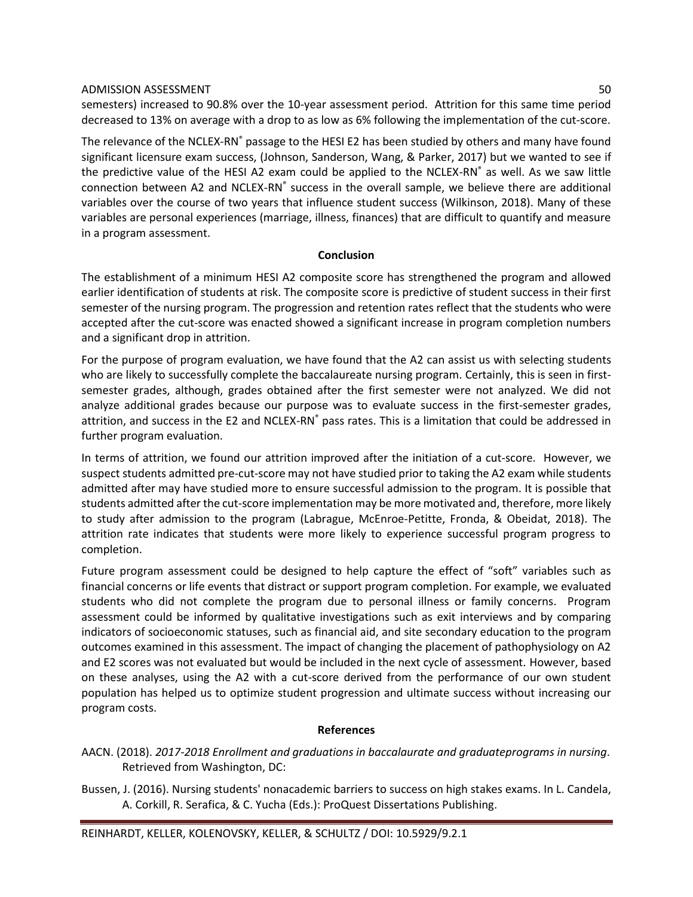semesters) increased to 90.8% over the 10-year assessment period. Attrition for this same time period decreased to 13% on average with a drop to as low as 6% following the implementation of the cut-score.

The relevance of the NCLEX-RN® passage to the HESI E2 has been studied by others and many have found significant licensure exam success, (Johnson, Sanderson, Wang, & Parker, 2017) but we wanted to see if the predictive value of the HESI A2 exam could be applied to the NCLEX-RN® as well. As we saw little connection between A2 and NCLEX-RN® success in the overall sample, we believe there are additional variables over the course of two years that influence student success (Wilkinson, 2018). Many of these variables are personal experiences (marriage, illness, finances) that are difficult to quantify and measure in a program assessment.

## Conclusion

The establishment of a minimum HESI A2 composite score has strengthened the program and allowed earlier identification of students at risk. The composite score is predictive of student success in their first semester of the nursing program. The progression and retention rates reflect that the students who were accepted after the cut-score was enacted showed a significant increase in program completion numbers and a significant drop in attrition.

For the purpose of program evaluation, we have found that the A2 can assist us with selecting students who are likely to successfully complete the baccalaureate nursing program. Certainly, this is seen in first-semester grades, although, grades obtained after the first semester were not analyzed. We did not analyze additional grades because our purpose was to evaluate success in the first-semester grades, attrition, and success in the E2 and NCLEX-RN® pass rates. This is a limitation that could be addressed in further program evaluation.

In terms of attrition, we found our attrition improved after the initiation of a cut-score. However, we suspect students admitted pre-cut-score may not have studied prior to taking the A2 exam while students admitted after may have studied more to ensure successful admission to the program. It is possible that students admitted after the cut-score implementation may be more motivated and, therefore, more likely to study after admission to the program (Labrague, McEnroe-Petitte, Fronda, & Obeidat, 2018). The attrition rate indicates that students were more likely to experience successful program progress to completion.

Future program assessment could be designed to help capture the effect of "soft" variables such as financial concerns or life events that distract or support program completion. For example, we evaluated students who did not complete the program due to personal illness or family concerns. Program assessment could be informed by qualitative investigations such as exit interviews and by comparing indicators of socioeconomic statuses, such as financial aid, and site secondary education to the program outcomes examined in this assessment. The impact of changing the placement of pathophysiology on A2 and E2 scores was not evaluated but would be included in the next cycle of assessment. However, based on these analyses, using the A2 with a cut-score derived from the performance of our own student population has helped us to optimize student progression and ultimate success without increasing our program costs.

## References

AACN. (2018). *2017-2018 Enrollment and graduations in baccalaurate and graduateprograms in nursing*. Retrieved from Washington, DC:

Bussen, J. (2016). Nursing students' nonacademic barriers to success on high stakes exams. In L. Candela, A. Corkill, R. Serafica, & C. Yucha (Eds.): ProQuest Dissertations Publishing.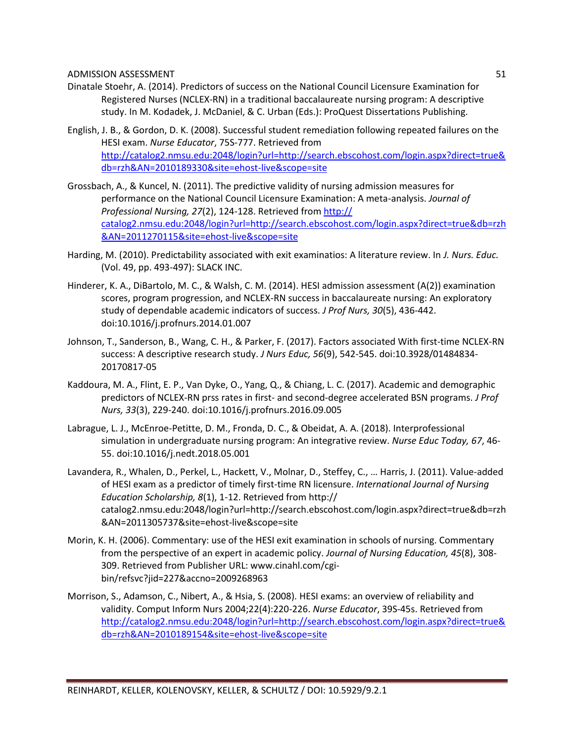Dinatale Stoehr, A. (2014). Predictors of success on the National Council Licensure Examination for Registered Nurses (NCLEX-RN) in a traditional baccalaureate nursing program: A descriptive study. In M. Kodadek, J. McDaniel, & C. Urban (Eds.): ProQuest Dissertations Publishing.

English, J. B., & Gordon, D. K. (2008). Successful student remediation following repeated failures on the HESI exam. *Nurse Educator*, 75S-777. Retrieved from http://catalog2.nmsu.edu:2048/login?url=http://search.ebscohost.com/login.aspx?direct=true&db=rzh&AN=2010189330&site=ehost-live&scope=site

Grossbach, A., & Kuncel, N. (2011). The predictive validity of nursing admission measures for performance on the National Council Licensure Examination: A meta-analysis. *Journal of Professional Nursing, 27*(2), 124-128. Retrieved from http:// catalog2.nmsu.edu:2048/login?url=http://search.ebscohost.com/login.aspx?direct=true&db=rzh&AN=2011270115&site=ehost-live&scope=site

Harding, M. (2010). Predictability associated with exit examinatios: A literature review. In *J. Nurs. Educ.* (Vol. 49, pp. 493-497): SLACK INC.

Hinderer, K. A., DiBartolo, M. C., & Walsh, C. M. (2014). HESI admission assessment (A(2)) examination scores, program progression, and NCLEX-RN success in baccalaureate nursing: An exploratory study of dependable academic indicators of success. *J Prof Nurs, 30*(5), 436-442. doi:10.1016/j.profnurs.2014.01.007

Johnson, T., Sanderson, B., Wang, C. H., & Parker, F. (2017). Factors associated With first-time NCLEX-RN success: A descriptive research study. *J Nurs Educ, 56*(9), 542-545. doi:10.3928/01484834-20170817-05

Kaddoura, M. A., Flint, E. P., Van Dyke, O., Yang, Q., & Chiang, L. C. (2017). Academic and demographic predictors of NCLEX-RN prss rates in first- and second-degree accelerated BSN programs. *J Prof Nurs, 33*(3), 229-240. doi:10.1016/j.profnurs.2016.09.005

Labrague, L. J., McEnroe-Petitte, D. M., Fronda, D. C., & Obeidat, A. A. (2018). Interprofessional simulation in undergraduate nursing program: An integrative review. *Nurse Educ Today, 67*, 46-55. doi:10.1016/j.nedt.2018.05.001

Lavandera, R., Whalen, D., Perkel, L., Hackett, V., Molnar, D., Steffey, C., … Harris, J. (2011). Value-added of HESI exam as a predictor of timely first-time RN licensure. *International Journal of Nursing Education Scholarship, 8*(1), 1-12. Retrieved from http:// catalog2.nmsu.edu:2048/login?url=http://search.ebscohost.com/login.aspx?direct=true&db=rzh&AN=2011305737&site=ehost-live&scope=site

Morin, K. H. (2006). Commentary: use of the HESI exit examination in schools of nursing. Commentary from the perspective of an expert in academic policy. *Journal of Nursing Education, 45*(8), 308-309. Retrieved from Publisher URL: www.cinahl.com/cgi-bin/refsvc?jid=227&accno=2009268963

Morrison, S., Adamson, C., Nibert, A., & Hsia, S. (2008). HESI exams: an overview of reliability and validity. Comput Inform Nurs 2004;22(4):220-226. *Nurse Educator*, 39S-45s. Retrieved from http://catalog2.nmsu.edu:2048/login?url=http://search.ebscohost.com/login.aspx?direct=true&db=rzh&AN=2010189154&site=ehost-live&scope=site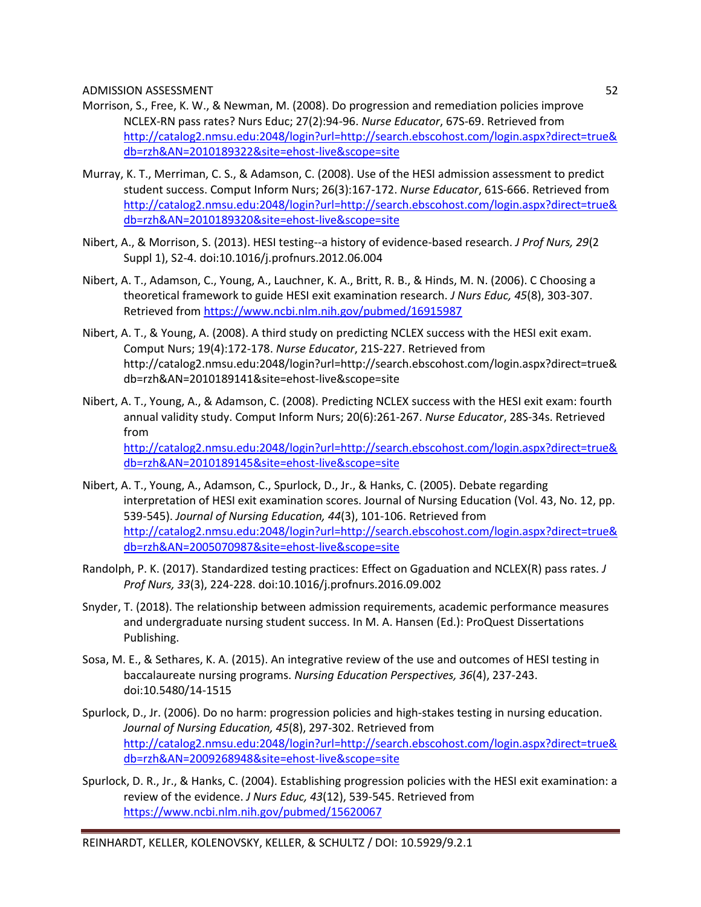Morrison, S., Free, K. W., & Newman, M. (2008). Do progression and remediation policies improve NCLEX-RN pass rates? Nurs Educ; 27(2):94-96. *Nurse Educator*, 67S-69. Retrieved from http://catalog2.nmsu.edu:2048/login?url=http://search.ebscohost.com/login.aspx?direct=true&db=rzh&AN=2010189322&site=ehost-live&scope=site

Murray, K. T., Merriman, C. S., & Adamson, C. (2008). Use of the HESI admission assessment to predict student success. Comput Inform Nurs; 26(3):167-172. *Nurse Educator*, 61S-666. Retrieved from http://catalog2.nmsu.edu:2048/login?url=http://search.ebscohost.com/login.aspx?direct=true&db=rzh&AN=2010189320&site=ehost-live&scope=site

Nibert, A., & Morrison, S. (2013). HESI testing--a history of evidence-based research. *J Prof Nurs, 29*(2 Suppl 1), S2-4. doi:10.1016/j.profnurs.2012.06.004

Nibert, A. T., Adamson, C., Young, A., Lauchner, K. A., Britt, R. B., & Hinds, M. N. (2006). C Choosing a theoretical framework to guide HESI exit examination research. *J Nurs Educ, 45*(8), 303-307. Retrieved from https://www.ncbi.nlm.nih.gov/pubmed/16915987

Nibert, A. T., & Young, A. (2008). A third study on predicting NCLEX success with the HESI exit exam. Comput Nurs; 19(4):172-178. *Nurse Educator*, 21S-227. Retrieved from http://catalog2.nmsu.edu:2048/login?url=http://search.ebscohost.com/login.aspx?direct=true&db=rzh&AN=2010189141&site=ehost-live&scope=site

Nibert, A. T., Young, A., & Adamson, C. (2008). Predicting NCLEX success with the HESI exit exam: fourth annual validity study. Comput Inform Nurs; 20(6):261-267. *Nurse Educator*, 28S-34s. Retrieved from http://catalog2.nmsu.edu:2048/login?url=http://search.ebscohost.com/login.aspx?direct=true&db=rzh&AN=2010189145&site=ehost-live&scope=site

Nibert, A. T., Young, A., Adamson, C., Spurlock, D., Jr., & Hanks, C. (2005). Debate regarding interpretation of HESI exit examination scores. Journal of Nursing Education (Vol. 43, No. 12, pp. 539-545). *Journal of Nursing Education, 44*(3), 101-106. Retrieved from http://catalog2.nmsu.edu:2048/login?url=http://search.ebscohost.com/login.aspx?direct=true&db=rzh&AN=2005070987&site=ehost-live&scope=site

Randolph, P. K. (2017). Standardized testing practices: Effect on Ggaduation and NCLEX(R) pass rates. *J Prof Nurs, 33*(3), 224-228. doi:10.1016/j.profnurs.2016.09.002

Snyder, T. (2018). The relationship between admission requirements, academic performance measures and undergraduate nursing student success. In M. A. Hansen (Ed.): ProQuest Dissertations Publishing.

Sosa, M. E., & Sethares, K. A. (2015). An integrative review of the use and outcomes of HESI testing in baccalaureate nursing programs. *Nursing Education Perspectives, 36*(4), 237-243. doi:10.5480/14-1515

Spurlock, D., Jr. (2006). Do no harm: progression policies and high-stakes testing in nursing education. *Journal of Nursing Education, 45*(8), 297-302. Retrieved from http://catalog2.nmsu.edu:2048/login?url=http://search.ebscohost.com/login.aspx?direct=true&db=rzh&AN=2009268948&site=ehost-live&scope=site

Spurlock, D. R., Jr., & Hanks, C. (2004). Establishing progression policies with the HESI exit examination: a review of the evidence. *J Nurs Educ, 43*(12), 539-545. Retrieved from https://www.ncbi.nlm.nih.gov/pubmed/15620067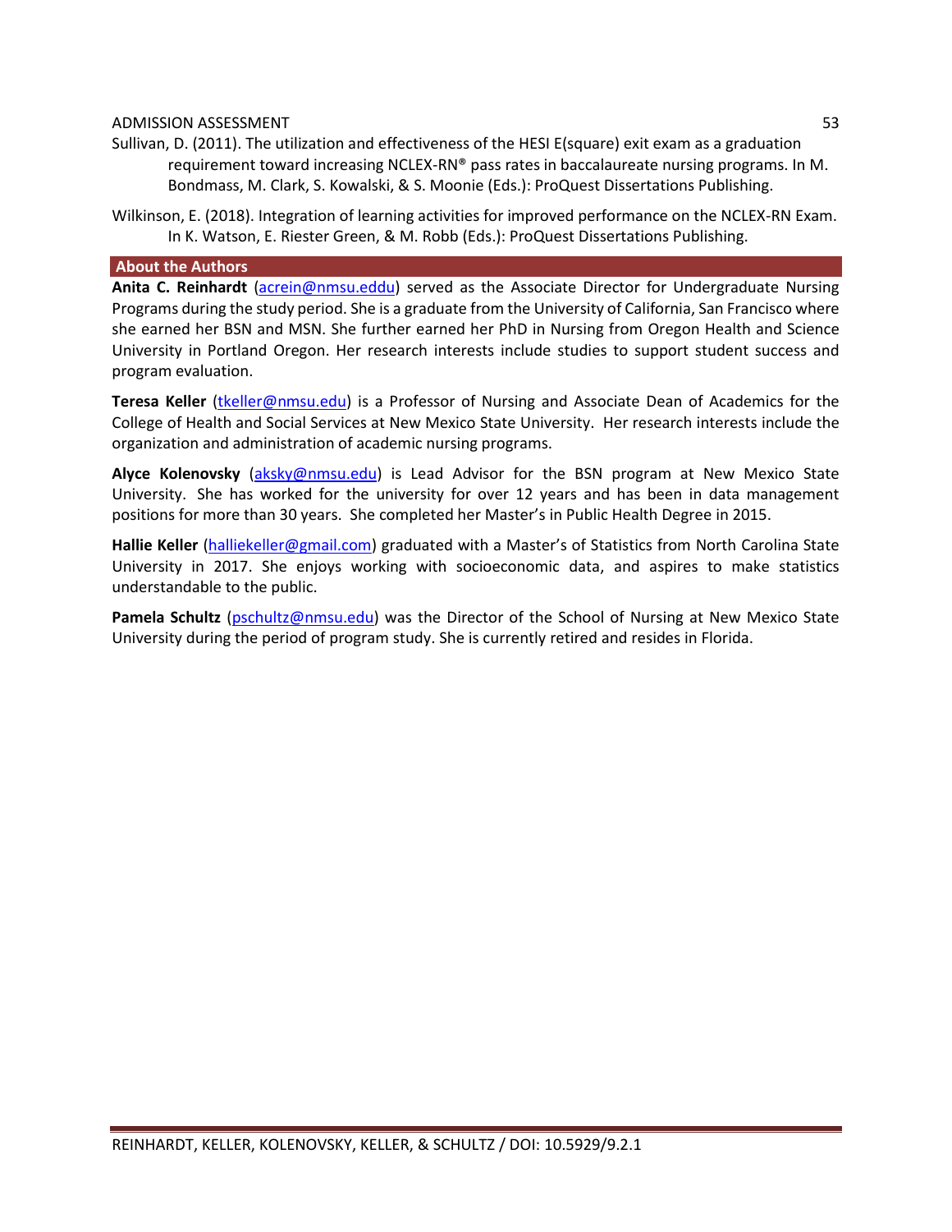Sullivan, D. (2011). The utilization and effectiveness of the HESI E(square) exit exam as a graduation requirement toward increasing NCLEX-RN® pass rates in baccalaureate nursing programs. In M. Bondmass, M. Clark, S. Kowalski, & S. Moonie (Eds.): ProQuest Dissertations Publishing.

Wilkinson, E. (2018). Integration of learning activities for improved performance on the NCLEX-RN Exam. In K. Watson, E. Riester Green, & M. Robb (Eds.): ProQuest Dissertations Publishing.

## About the Authors

**Anita C. Reinhardt** (acrein@nmsu.eddu) served as the Associate Director for Undergraduate Nursing Programs during the study period. She is a graduate from the University of California, San Francisco where she earned her BSN and MSN. She further earned her PhD in Nursing from Oregon Health and Science University in Portland Oregon. Her research interests include studies to support student success and program evaluation.

**Teresa Keller** (tkeller@nmsu.edu) is a Professor of Nursing and Associate Dean of Academics for the College of Health and Social Services at New Mexico State University. Her research interests include the organization and administration of academic nursing programs.

**Alyce Kolenovsky** (aksky@nmsu.edu) is Lead Advisor for the BSN program at New Mexico State University. She has worked for the university for over 12 years and has been in data management positions for more than 30 years. She completed her Master's in Public Health Degree in 2015.

**Hallie Keller** (halliekeller@gmail.com) graduated with a Master's of Statistics from North Carolina State University in 2017. She enjoys working with socioeconomic data, and aspires to make statistics understandable to the public.

**Pamela Schultz** (pschultz@nmsu.edu) was the Director of the School of Nursing at New Mexico State University during the period of program study. She is currently retired and resides in Florida.